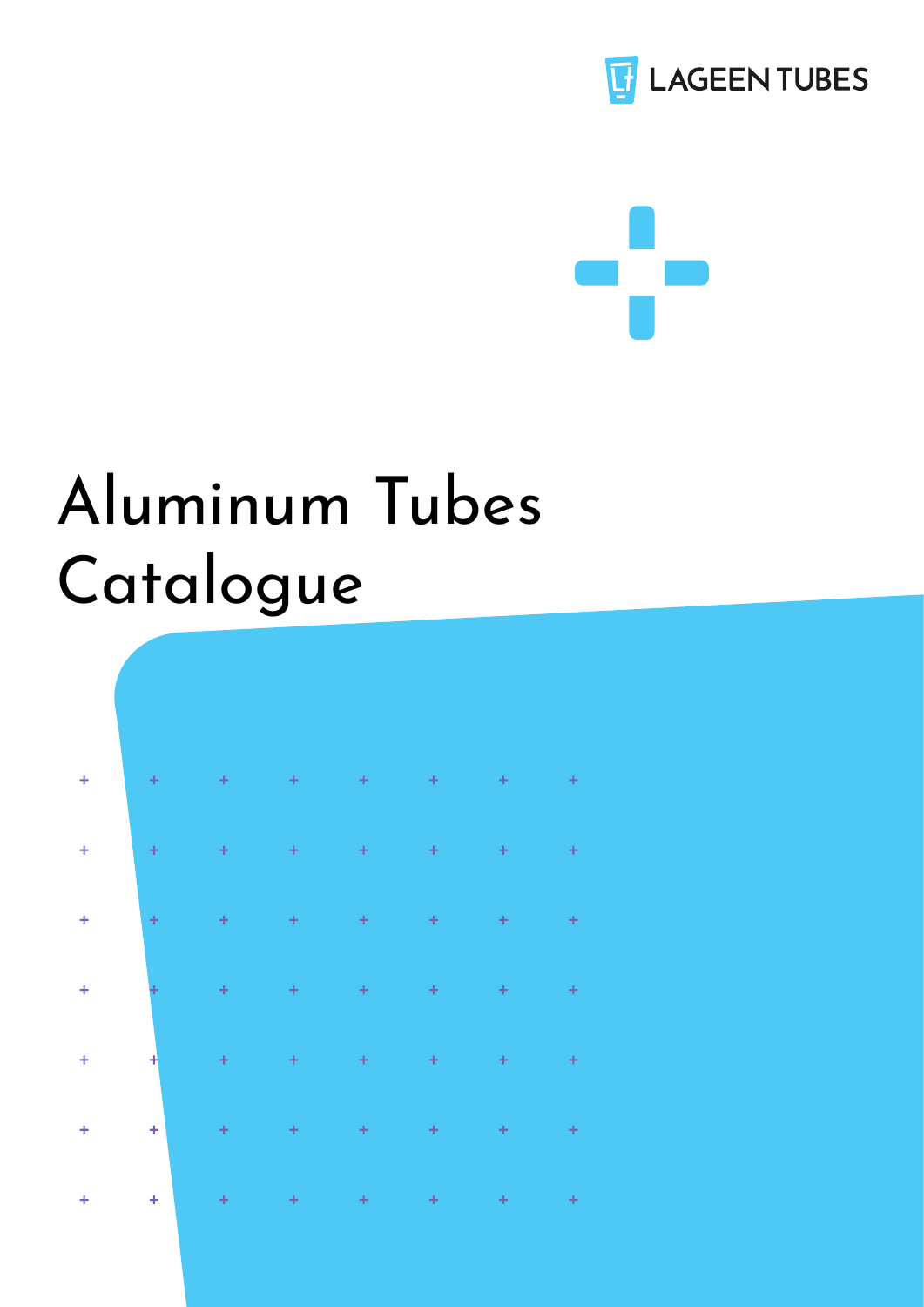LAGEEN TUBES

# Aluminum Tubes Catalogue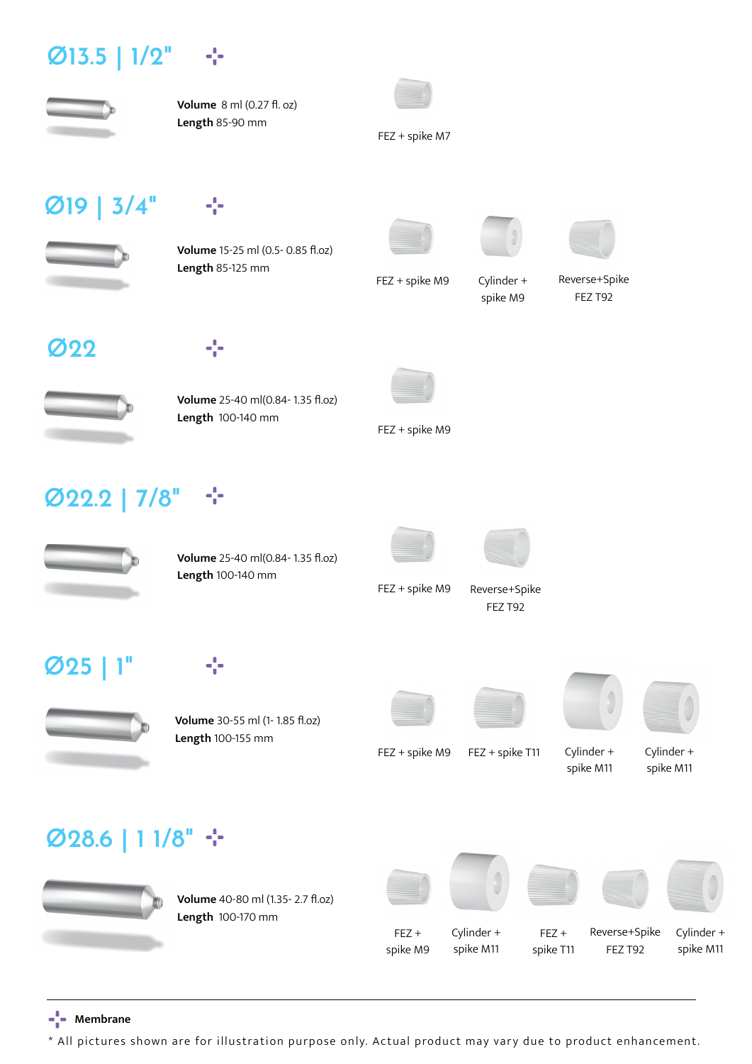## Ø13.5 | 1/2"

**Volume** 8 ml (0.27 fl. oz)
**Length** 85-90 mm

FEZ + spike M7

## Ø19 | 3/4"

**Volume** 15-25 ml (0.5- 0.85 fl.oz)
**Length** 85-125 mm

FEZ + spike M9

Cylinder + spike M9

Reverse+Spike FEZ T92

## Ø22

**Volume** 25-40 ml(0.84- 1.35 fl.oz)
**Length** 100-140 mm

FEZ + spike M9

## Ø22.2 | 7/8"

**Volume** 25-40 ml(0.84- 1.35 fl.oz)
**Length** 100-140 mm

FEZ + spike M9

Reverse+Spike FEZ T92

## Ø25 | 1"

**Volume** 30-55 ml (1- 1.85 fl.oz)
**Length** 100-155 mm

FEZ + spike M9

FEZ + spike T11

Cylinder + spike M11

Cylinder + spike M11

## Ø28.6 | 1 1/8"

**Volume** 40-80 ml (1.35- 2.7 fl.oz)
**Length** 100-170 mm

FEZ + spike M9

Cylinder + spike M11

FEZ + spike T11

Reverse+Spike FEZ T92

Cylinder + spike M11

---

**Membrane**

* All pictures shown are for illustration purpose only. Actual product may vary due to product enhancement.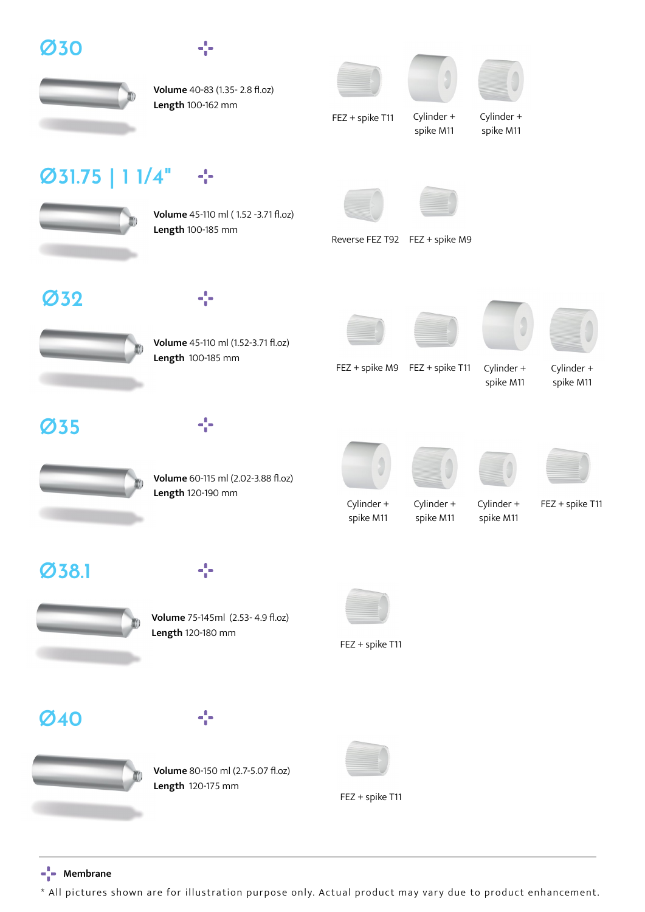## Ø30

**Volume** 40-83 (1.35- 2.8 fl.oz)
**Length** 100-162 mm

FEZ + spike T11 | Cylinder + spike M11 | Cylinder + spike M11

## Ø31.75 | 1 1/4"

**Volume** 45-110 ml ( 1.52 -3.71 fl.oz)
**Length** 100-185 mm

Reverse FEZ T92 | FEZ + spike M9

## Ø32

**Volume** 45-110 ml (1.52-3.71 fl.oz)
**Length** 100-185 mm

FEZ + spike M9 | FEZ + spike T11 | Cylinder + spike M11 | Cylinder + spike M11

## Ø35

**Volume** 60-115 ml (2.02-3.88 fl.oz)
**Length** 120-190 mm

Cylinder + spike M11 | Cylinder + spike M11 | Cylinder + spike M11 | FEZ + spike T11

## Ø38.1

**Volume** 75-145ml (2.53- 4.9 fl.oz)
**Length** 120-180 mm

FEZ + spike T11

## Ø40

**Volume** 80-150 ml (2.7-5.07 fl.oz)
**Length** 120-175 mm

FEZ + spike T11

---

**Membrane**

* All pictures shown are for illustration purpose only. Actual product may vary due to product enhancement.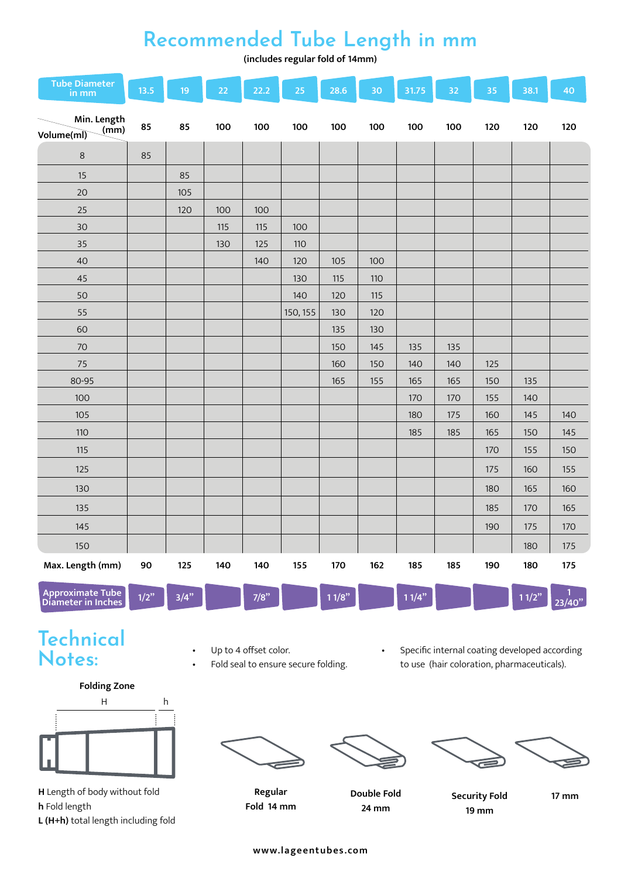# Recommended Tube Length in mm

**(includes regular fold of 14mm)**

| Tube Diameter in mm | 13.5 | 19 | 22 | 22.2 | 25 | 28.6 | 30 | 31.75 | 32 | 35 | 38.1 | 40 |
|---|---|---|---|---|---|---|---|---|---|---|---|---|
| **Min. Length (mm) / Volume(ml)** | **85** | **85** | **100** | **100** | **100** | **100** | **100** | **100** | **100** | **120** | **120** | **120** |
| 8 | 85 | | | | | | | | | | | |
| 15 | | 85 | | | | | | | | | | |
| 20 | | 105 | | | | | | | | | | |
| 25 | | 120 | 100 | 100 | | | | | | | | |
| 30 | | | 115 | 115 | 100 | | | | | | | |
| 35 | | | 130 | 125 | 110 | | | | | | | |
| 40 | | | | 140 | 120 | 105 | 100 | | | | | |
| 45 | | | | | 130 | 115 | 110 | | | | | |
| 50 | | | | | 140 | 120 | 115 | | | | | |
| 55 | | | | | 150, 155 | 130 | 120 | | | | | |
| 60 | | | | | | 135 | 130 | | | | | |
| 70 | | | | | | 150 | 145 | 135 | 135 | | | |
| 75 | | | | | | 160 | 150 | 140 | 140 | 125 | | |
| 80-95 | | | | | | 165 | 155 | 165 | 165 | 150 | 135 | |
| 100 | | | | | | | | 170 | 170 | 155 | 140 | |
| 105 | | | | | | | | 180 | 175 | 160 | 145 | 140 |
| 110 | | | | | | | | 185 | 185 | 165 | 150 | 145 |
| 115 | | | | | | | | | | 170 | 155 | 150 |
| 125 | | | | | | | | | | 175 | 160 | 155 |
| 130 | | | | | | | | | | 180 | 165 | 160 |
| 135 | | | | | | | | | | 185 | 170 | 165 |
| 145 | | | | | | | | | | 190 | 175 | 170 |
| 150 | | | | | | | | | | | 180 | 175 |
| **Max. Length (mm)** | **90** | **125** | **140** | **140** | **155** | **170** | **162** | **185** | **185** | **190** | **180** | **175** |
| **Approximate Tube Diameter in Inches** | 1/2” | 3/4” | | 7/8” | | 1 1/8” | | 1 1/4” | | | 1 1/2” | 1 23/40” |

# Technical Notes:

- Up to 4 offset color.
- Fold seal to ensure secure folding.
- Specific internal coating developed according to use (hair coloration, pharmaceuticals).

**Folding Zone**

H h

**H** Length of body without fold
**h** Fold length
**L (H+h)** total length including fold

**Regular Fold 14 mm**

**Double Fold 24 mm**

**Security Fold 19 mm**

**17 mm**

www.lageentubes.com